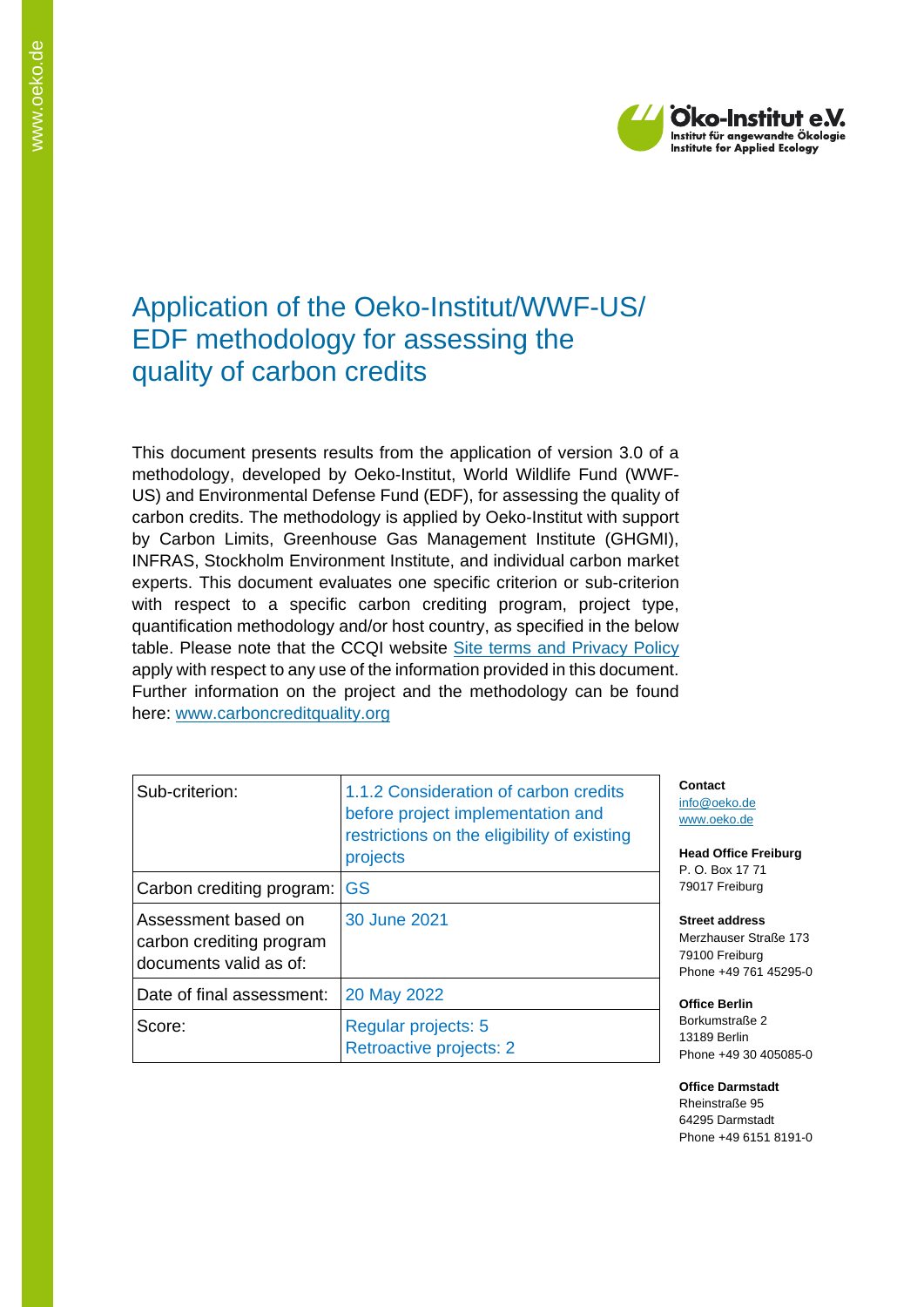# Application of the Oeko-Institut/WWF-US/ EDF methodology for assessing the quality of carbon credits

This document presents results from the application of version 3.0 of a methodology, developed by Oeko-Institut, World Wildlife Fund (WWF-US) and Environmental Defense Fund (EDF), for assessing the quality of carbon credits. The methodology is applied by Oeko-Institut with support by Carbon Limits, Greenhouse Gas Management Institute (GHGMI), INFRAS, Stockholm Environment Institute, and individual carbon market experts. This document evaluates one specific criterion or sub-criterion with respect to a specific carbon crediting program, project type, quantification methodology and/or host country, as specified in the below table. Please note that the CCQI website [Site terms and Privacy Policy](#) apply with respect to any use of the information provided in this document. Further information on the project and the methodology can be found here: [www.carboncreditquality.org](http://www.carboncreditquality.org)

| | |
|---|---|
| Sub-criterion: | 1.1.2 Consideration of carbon credits before project implementation and restrictions on the eligibility of existing projects |
| Carbon crediting program: | GS |
| Assessment based on carbon crediting program documents valid as of: | 30 June 2021 |
| Date of final assessment: | 20 May 2022 |
| Score: | Regular projects: 5<br>Retroactive projects: 2 |

**Contact**
info@oeko.de
www.oeko.de

**Head Office Freiburg**
P. O. Box 17 71
79017 Freiburg

**Street address**
Merzhauser Straße 173
79100 Freiburg
Phone +49 761 45295-0

**Office Berlin**
Borkumstraße 2
13189 Berlin
Phone +49 30 405085-0

**Office Darmstadt**
Rheinstraße 95
64295 Darmstadt
Phone +49 6151 8191-0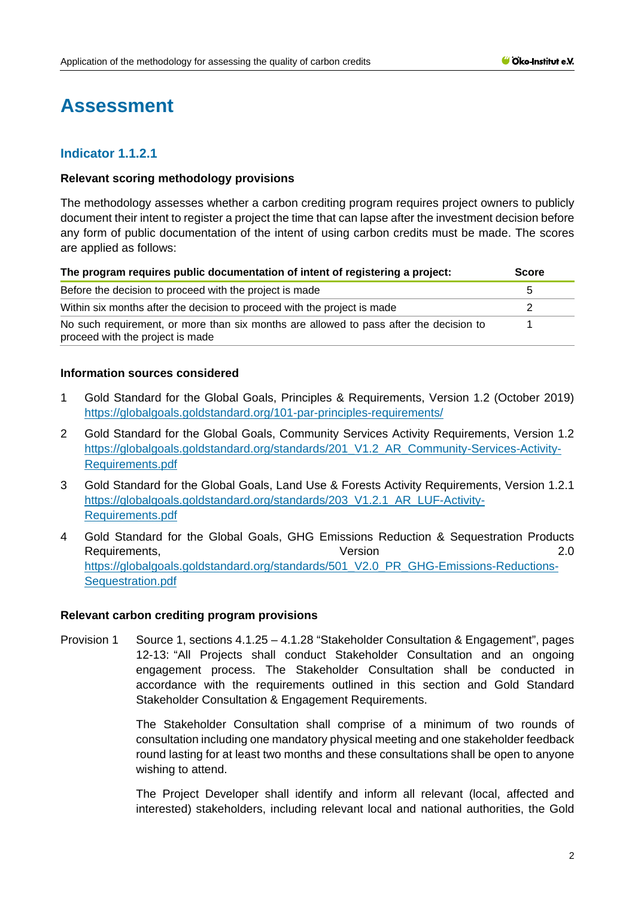# Assessment

## Indicator 1.1.2.1

**Relevant scoring methodology provisions**

The methodology assesses whether a carbon crediting program requires project owners to publicly document their intent to register a project the time that can lapse after the investment decision before any form of public documentation of the intent of using carbon credits must be made. The scores are applied as follows:

| The program requires public documentation of intent of registering a project: | Score |
|---|---|
| Before the decision to proceed with the project is made | 5 |
| Within six months after the decision to proceed with the project is made | 2 |
| No such requirement, or more than six months are allowed to pass after the decision to proceed with the project is made | 1 |

**Information sources considered**

1. Gold Standard for the Global Goals, Principles & Requirements, Version 1.2 (October 2019) https://globalgoals.goldstandard.org/101-par-principles-requirements/
2. Gold Standard for the Global Goals, Community Services Activity Requirements, Version 1.2 https://globalgoals.goldstandard.org/standards/201_V1.2_AR_Community-Services-Activity-Requirements.pdf
3. Gold Standard for the Global Goals, Land Use & Forests Activity Requirements, Version 1.2.1 https://globalgoals.goldstandard.org/standards/203_V1.2.1_AR_LUF-Activity-Requirements.pdf
4. Gold Standard for the Global Goals, GHG Emissions Reduction & Sequestration Products Requirements, Version 2.0 https://globalgoals.goldstandard.org/standards/501_V2.0_PR_GHG-Emissions-Reductions-Sequestration.pdf

**Relevant carbon crediting program provisions**

Provision 1 Source 1, sections 4.1.25 – 4.1.28 "Stakeholder Consultation & Engagement", pages 12-13: "All Projects shall conduct Stakeholder Consultation and an ongoing engagement process. The Stakeholder Consultation shall be conducted in accordance with the requirements outlined in this section and Gold Standard Stakeholder Consultation & Engagement Requirements.

The Stakeholder Consultation shall comprise of a minimum of two rounds of consultation including one mandatory physical meeting and one stakeholder feedback round lasting for at least two months and these consultations shall be open to anyone wishing to attend.

The Project Developer shall identify and inform all relevant (local, affected and interested) stakeholders, including relevant local and national authorities, the Gold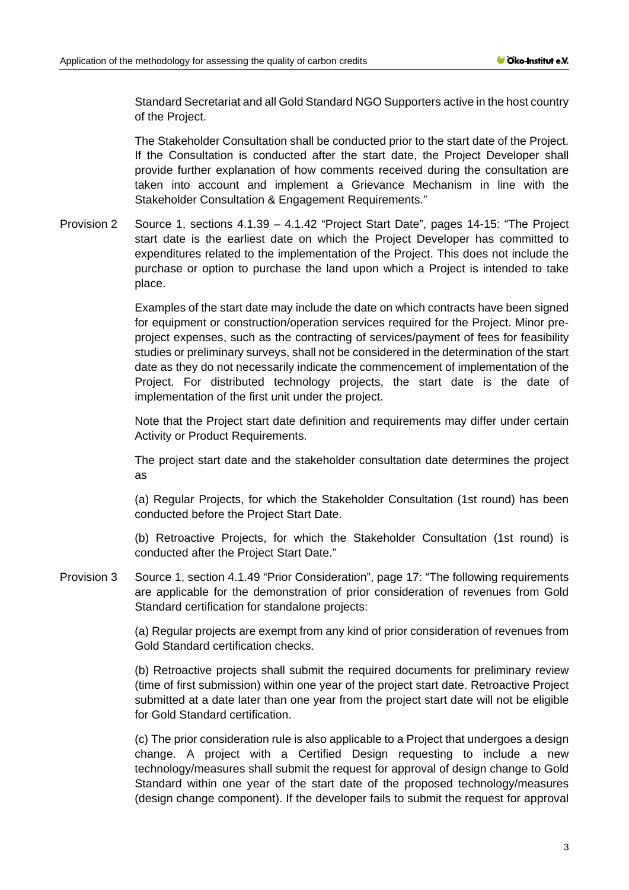Standard Secretariat and all Gold Standard NGO Supporters active in the host country of the Project.

The Stakeholder Consultation shall be conducted prior to the start date of the Project. If the Consultation is conducted after the start date, the Project Developer shall provide further explanation of how comments received during the consultation are taken into account and implement a Grievance Mechanism in line with the Stakeholder Consultation & Engagement Requirements."

Provision 2 Source 1, sections 4.1.39 – 4.1.42 "Project Start Date", pages 14-15: "The Project start date is the earliest date on which the Project Developer has committed to expenditures related to the implementation of the Project. This does not include the purchase or option to purchase the land upon which a Project is intended to take place.

Examples of the start date may include the date on which contracts have been signed for equipment or construction/operation services required for the Project. Minor pre-project expenses, such as the contracting of services/payment of fees for feasibility studies or preliminary surveys, shall not be considered in the determination of the start date as they do not necessarily indicate the commencement of implementation of the Project. For distributed technology projects, the start date is the date of implementation of the first unit under the project.

Note that the Project start date definition and requirements may differ under certain Activity or Product Requirements.

The project start date and the stakeholder consultation date determines the project as

(a) Regular Projects, for which the Stakeholder Consultation (1st round) has been conducted before the Project Start Date.

(b) Retroactive Projects, for which the Stakeholder Consultation (1st round) is conducted after the Project Start Date."

Provision 3 Source 1, section 4.1.49 "Prior Consideration", page 17: "The following requirements are applicable for the demonstration of prior consideration of revenues from Gold Standard certification for standalone projects:

(a) Regular projects are exempt from any kind of prior consideration of revenues from Gold Standard certification checks.

(b) Retroactive projects shall submit the required documents for preliminary review (time of first submission) within one year of the project start date. Retroactive Project submitted at a date later than one year from the project start date will not be eligible for Gold Standard certification.

(c) The prior consideration rule is also applicable to a Project that undergoes a design change. A project with a Certified Design requesting to include a new technology/measures shall submit the request for approval of design change to Gold Standard within one year of the start date of the proposed technology/measures (design change component). If the developer fails to submit the request for approval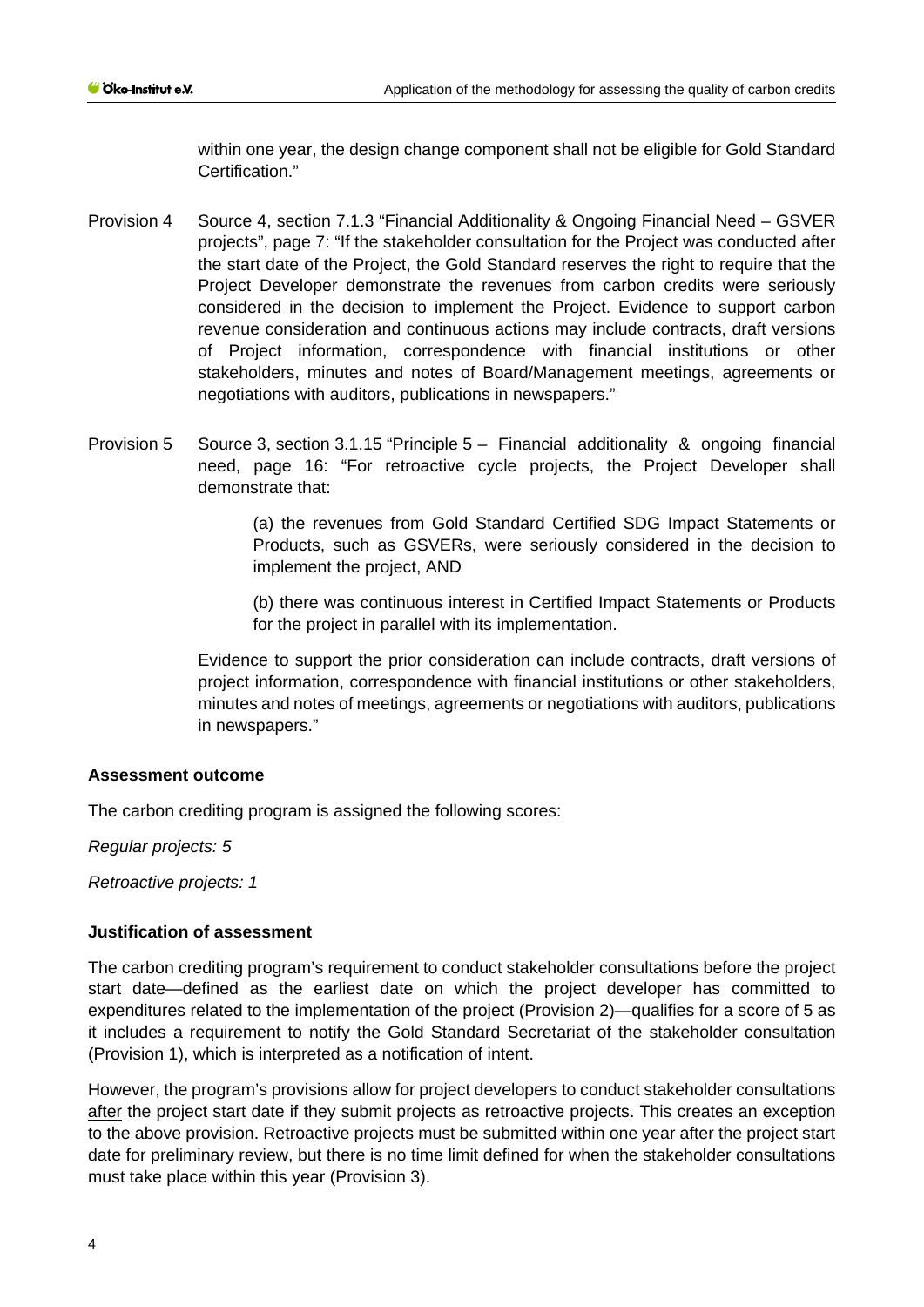within one year, the design change component shall not be eligible for Gold Standard Certification."

Provision 4 Source 4, section 7.1.3 "Financial Additionality & Ongoing Financial Need – GSVER projects", page 7: "If the stakeholder consultation for the Project was conducted after the start date of the Project, the Gold Standard reserves the right to require that the Project Developer demonstrate the revenues from carbon credits were seriously considered in the decision to implement the Project. Evidence to support carbon revenue consideration and continuous actions may include contracts, draft versions of Project information, correspondence with financial institutions or other stakeholders, minutes and notes of Board/Management meetings, agreements or negotiations with auditors, publications in newspapers."

Provision 5 Source 3, section 3.1.15 "Principle 5 – Financial additionality & ongoing financial need, page 16: "For retroactive cycle projects, the Project Developer shall demonstrate that:

> (a) the revenues from Gold Standard Certified SDG Impact Statements or Products, such as GSVERs, were seriously considered in the decision to implement the project, AND
>
> (b) there was continuous interest in Certified Impact Statements or Products for the project in parallel with its implementation.

Evidence to support the prior consideration can include contracts, draft versions of project information, correspondence with financial institutions or other stakeholders, minutes and notes of meetings, agreements or negotiations with auditors, publications in newspapers."

**Assessment outcome**

The carbon crediting program is assigned the following scores:

*Regular projects: 5*

*Retroactive projects: 1*

**Justification of assessment**

The carbon crediting program's requirement to conduct stakeholder consultations before the project start date—defined as the earliest date on which the project developer has committed to expenditures related to the implementation of the project (Provision 2)—qualifies for a score of 5 as it includes a requirement to notify the Gold Standard Secretariat of the stakeholder consultation (Provision 1), which is interpreted as a notification of intent.

However, the program's provisions allow for project developers to conduct stakeholder consultations after the project start date if they submit projects as retroactive projects. This creates an exception to the above provision. Retroactive projects must be submitted within one year after the project start date for preliminary review, but there is no time limit defined for when the stakeholder consultations must take place within this year (Provision 3).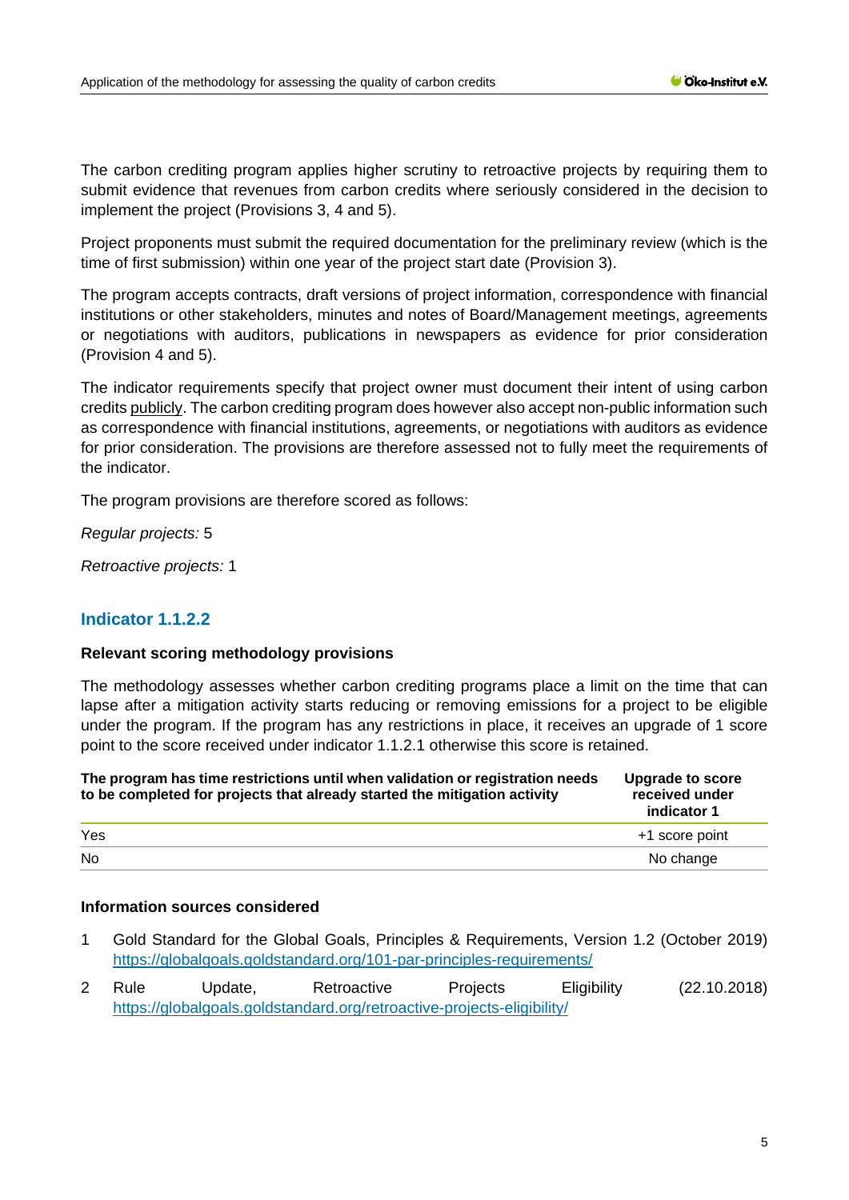The carbon crediting program applies higher scrutiny to retroactive projects by requiring them to submit evidence that revenues from carbon credits where seriously considered in the decision to implement the project (Provisions 3, 4 and 5).

Project proponents must submit the required documentation for the preliminary review (which is the time of first submission) within one year of the project start date (Provision 3).

The program accepts contracts, draft versions of project information, correspondence with financial institutions or other stakeholders, minutes and notes of Board/Management meetings, agreements or negotiations with auditors, publications in newspapers as evidence for prior consideration (Provision 4 and 5).

The indicator requirements specify that project owner must document their intent of using carbon credits publicly. The carbon crediting program does however also accept non-public information such as correspondence with financial institutions, agreements, or negotiations with auditors as evidence for prior consideration. The provisions are therefore assessed not to fully meet the requirements of the indicator.

The program provisions are therefore scored as follows:

*Regular projects:* 5

*Retroactive projects:* 1

## Indicator 1.1.2.2

### Relevant scoring methodology provisions

The methodology assesses whether carbon crediting programs place a limit on the time that can lapse after a mitigation activity starts reducing or removing emissions for a project to be eligible under the program. If the program has any restrictions in place, it receives an upgrade of 1 score point to the score received under indicator 1.1.2.1 otherwise this score is retained.

| The program has time restrictions until when validation or registration needs to be completed for projects that already started the mitigation activity | Upgrade to score received under indicator 1 |
|---|---|
| Yes | +1 score point |
| No | No change |

### Information sources considered

1. Gold Standard for the Global Goals, Principles & Requirements, Version 1.2 (October 2019) https://globalgoals.goldstandard.org/101-par-principles-requirements/
2. Rule Update, Retroactive Projects Eligibility (22.10.2018) https://globalgoals.goldstandard.org/retroactive-projects-eligibility/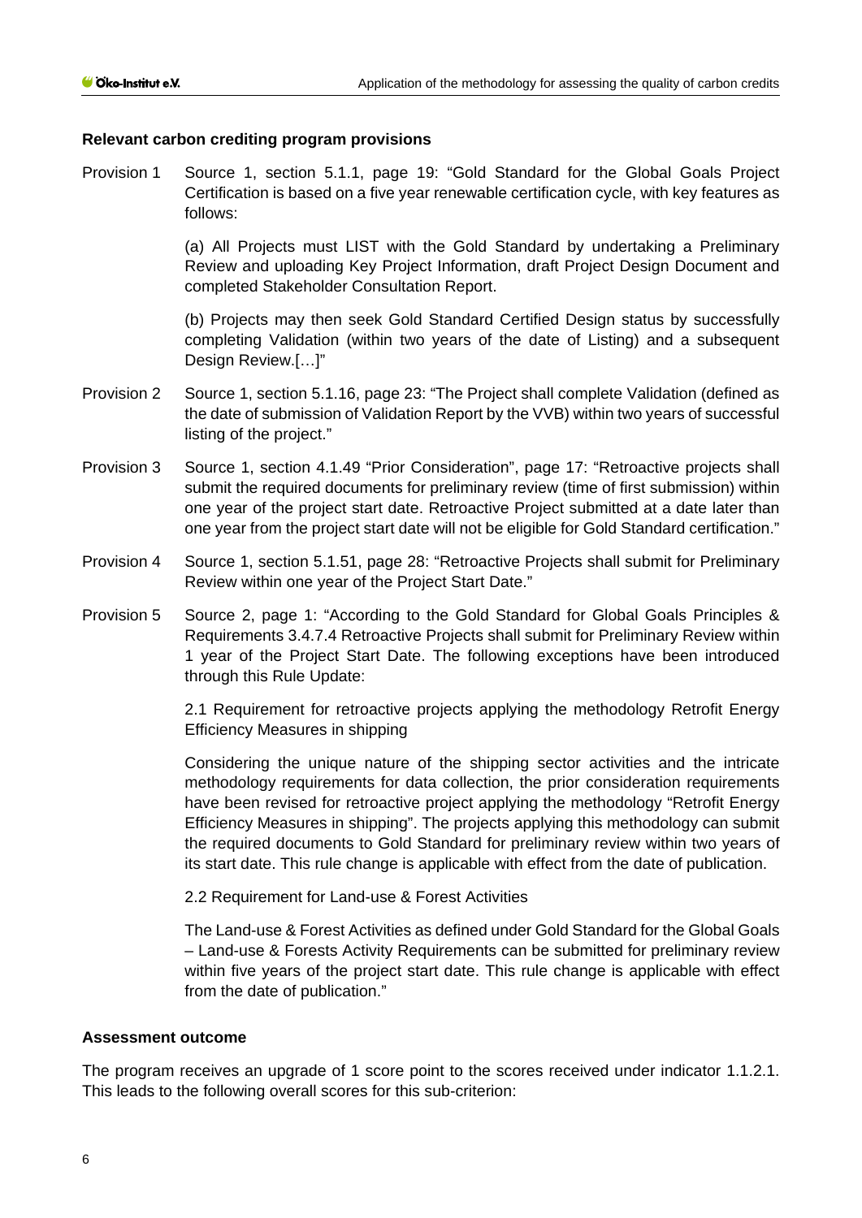**Relevant carbon crediting program provisions**

Provision 1 Source 1, section 5.1.1, page 19: “Gold Standard for the Global Goals Project Certification is based on a five year renewable certification cycle, with key features as follows:

(a) All Projects must LIST with the Gold Standard by undertaking a Preliminary Review and uploading Key Project Information, draft Project Design Document and completed Stakeholder Consultation Report.

(b) Projects may then seek Gold Standard Certified Design status by successfully completing Validation (within two years of the date of Listing) and a subsequent Design Review.[…]”

Provision 2 Source 1, section 5.1.16, page 23: “The Project shall complete Validation (defined as the date of submission of Validation Report by the VVB) within two years of successful listing of the project.”

Provision 3 Source 1, section 4.1.49 “Prior Consideration”, page 17: “Retroactive projects shall submit the required documents for preliminary review (time of first submission) within one year of the project start date. Retroactive Project submitted at a date later than one year from the project start date will not be eligible for Gold Standard certification.”

Provision 4 Source 1, section 5.1.51, page 28: “Retroactive Projects shall submit for Preliminary Review within one year of the Project Start Date.”

Provision 5 Source 2, page 1: “According to the Gold Standard for Global Goals Principles & Requirements 3.4.7.4 Retroactive Projects shall submit for Preliminary Review within 1 year of the Project Start Date. The following exceptions have been introduced through this Rule Update:

2.1 Requirement for retroactive projects applying the methodology Retrofit Energy Efficiency Measures in shipping

Considering the unique nature of the shipping sector activities and the intricate methodology requirements for data collection, the prior consideration requirements have been revised for retroactive project applying the methodology “Retrofit Energy Efficiency Measures in shipping”. The projects applying this methodology can submit the required documents to Gold Standard for preliminary review within two years of its start date. This rule change is applicable with effect from the date of publication.

2.2 Requirement for Land-use & Forest Activities

The Land-use & Forest Activities as defined under Gold Standard for the Global Goals – Land-use & Forests Activity Requirements can be submitted for preliminary review within five years of the project start date. This rule change is applicable with effect from the date of publication.”

**Assessment outcome**

The program receives an upgrade of 1 score point to the scores received under indicator 1.1.2.1. This leads to the following overall scores for this sub-criterion: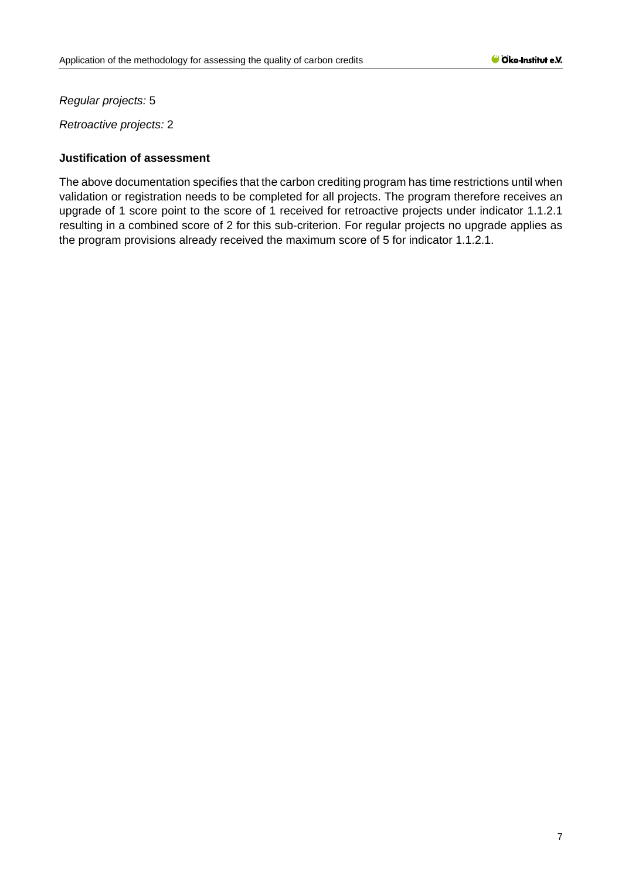*Regular projects:* 5

*Retroactive projects:* 2

**Justification of assessment**

The above documentation specifies that the carbon crediting program has time restrictions until when validation or registration needs to be completed for all projects. The program therefore receives an upgrade of 1 score point to the score of 1 received for retroactive projects under indicator 1.1.2.1 resulting in a combined score of 2 for this sub-criterion. For regular projects no upgrade applies as the program provisions already received the maximum score of 5 for indicator 1.1.2.1.